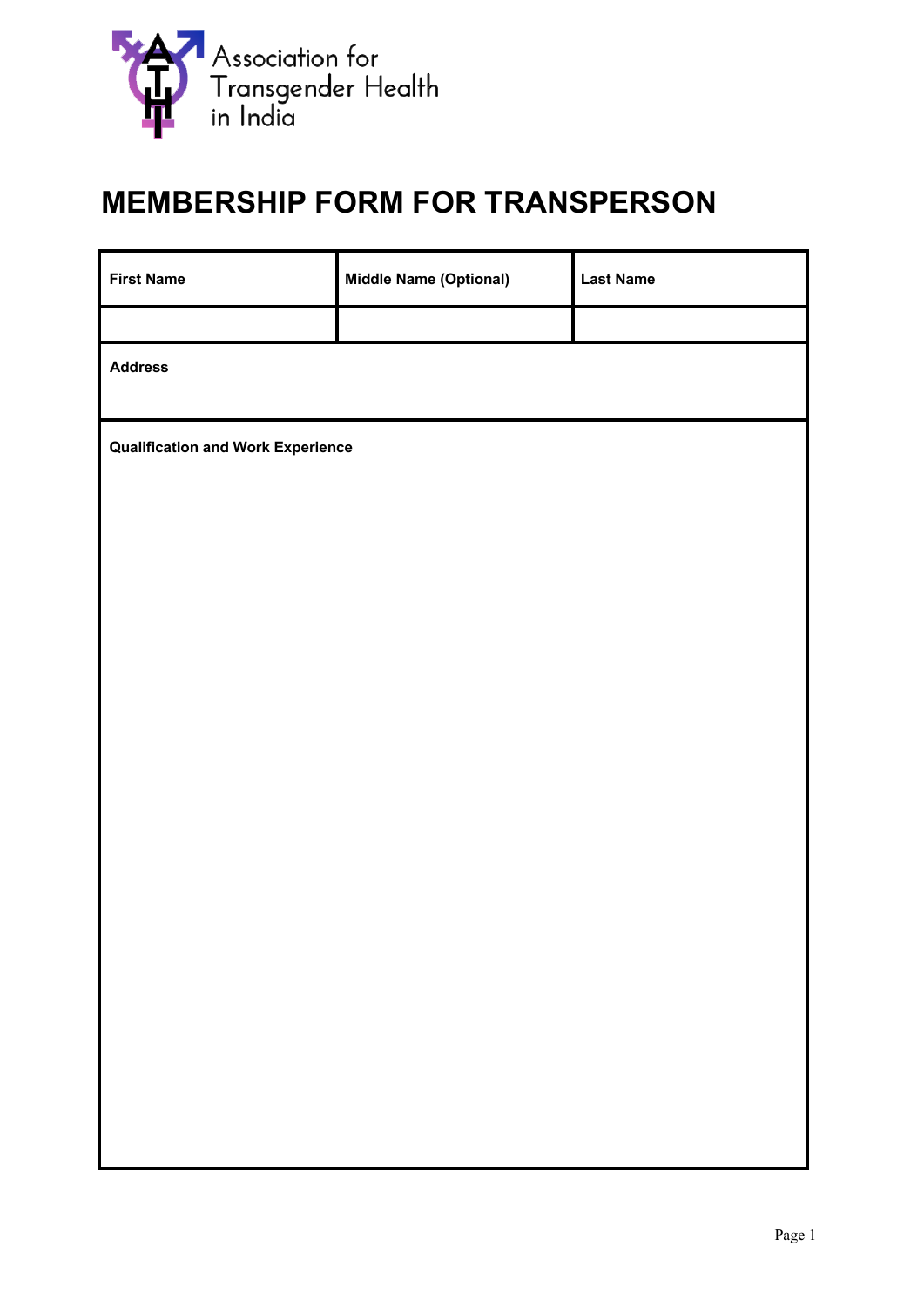Association for Transgender Health in India

# MEMBERSHIP FORM FOR TRANSPERSON

| **First Name** | **Middle Name (Optional)** | **Last Name** |
| --- | --- | --- |
| | | |
| **Address** | | |
| **Qualification and Work Experience** | | |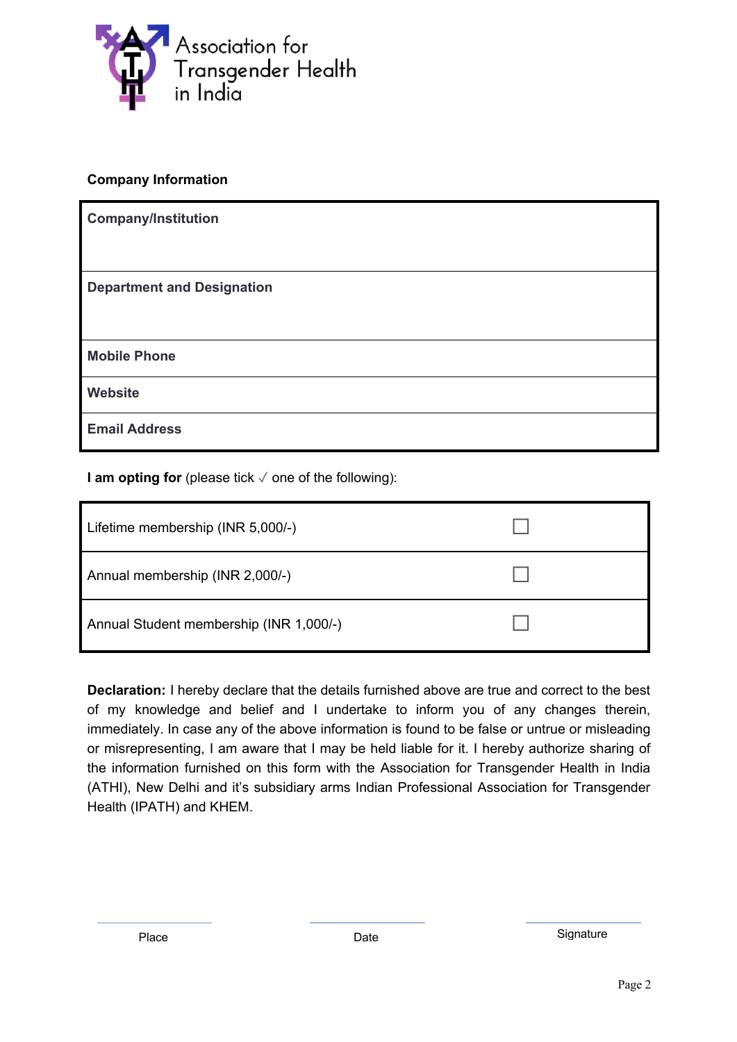Association for Transgender Health in India

**Company Information**

| **Company/Institution** |
|---|
| **Department and Designation** |
| **Mobile Phone** |
| **Website** |
| **Email Address** |

**I am opting for** (please tick ✓ one of the following):

| | |
|---|---|
| Lifetime membership (INR 5,000/-) | ☐ |
| Annual membership (INR 2,000/-) | ☐ |
| Annual Student membership (INR 1,000/-) | ☐ |

**Declaration:** I hereby declare that the details furnished above are true and correct to the best of my knowledge and belief and I undertake to inform you of any changes therein, immediately. In case any of the above information is found to be false or untrue or misleading or misrepresenting, I am aware that I may be held liable for it. I hereby authorize sharing of the information furnished on this form with the Association for Transgender Health in India (ATHI), New Delhi and it's subsidiary arms Indian Professional Association for Transgender Health (IPATH) and KHEM.

Place

Date

Signature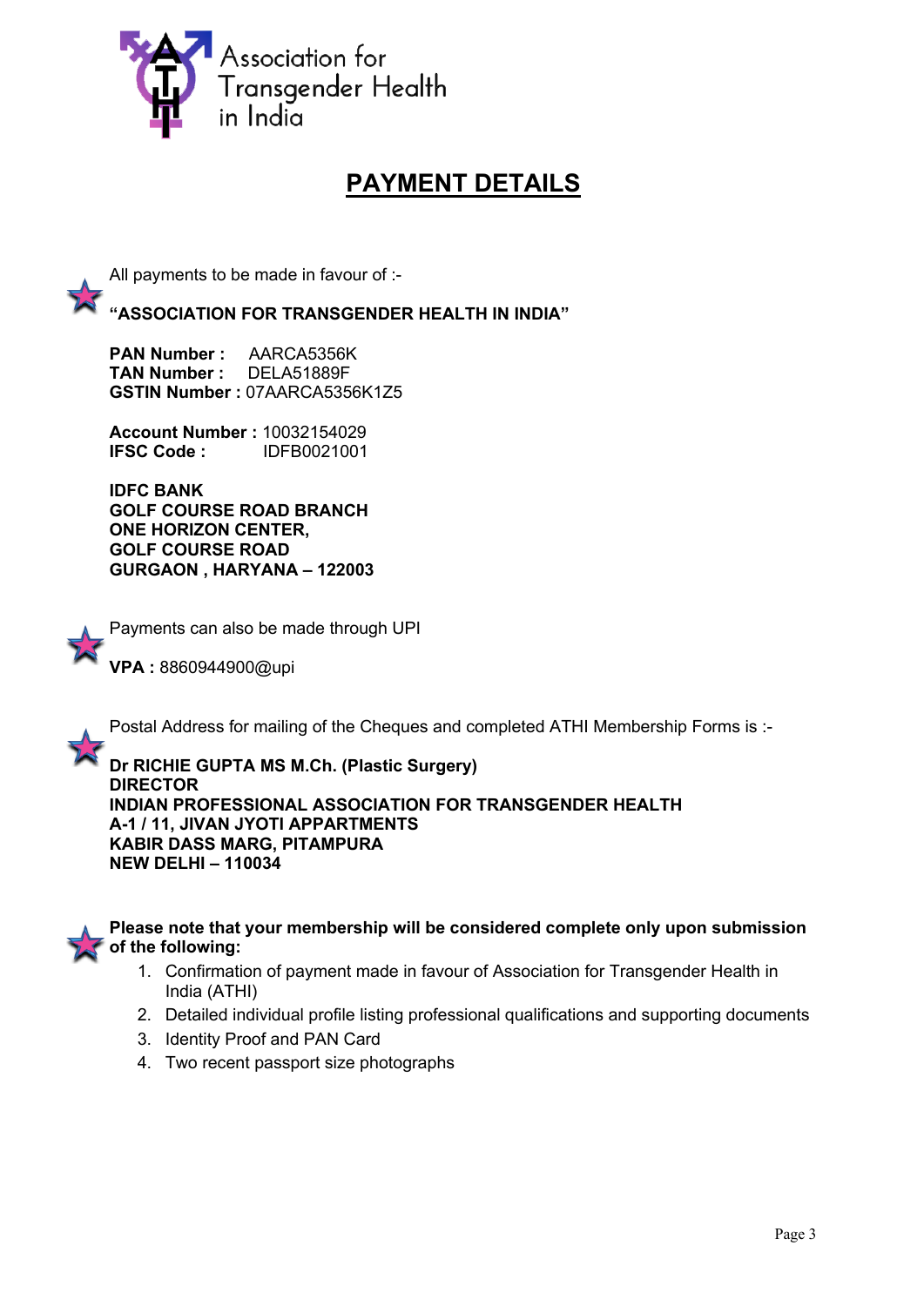Association for
Transgender Health
in India

# PAYMENT DETAILS

All payments to be made in favour of :-

**"ASSOCIATION FOR TRANSGENDER HEALTH IN INDIA"**

**PAN Number :** AARCA5356K
**TAN Number :** DELA51889F
**GSTIN Number :** 07AARCA5356K1Z5

**Account Number :** 10032154029
**IFSC Code :** IDFB0021001

**IDFC BANK**
**GOLF COURSE ROAD BRANCH**
**ONE HORIZON CENTER,**
**GOLF COURSE ROAD**
**GURGAON , HARYANA – 122003**

Payments can also be made through UPI

**VPA :** 8860944900@upi

Postal Address for mailing of the Cheques and completed ATHI Membership Forms is :-

**Dr RICHIE GUPTA MS M.Ch. (Plastic Surgery)**
**DIRECTOR**
**INDIAN PROFESSIONAL ASSOCIATION FOR TRANSGENDER HEALTH**
**A-1 / 11, JIVAN JYOTI APPARTMENTS**
**KABIR DASS MARG, PITAMPURA**
**NEW DELHI – 110034**

**Please note that your membership will be considered complete only upon submission of the following:**

1. Confirmation of payment made in favour of Association for Transgender Health in India (ATHI)
2. Detailed individual profile listing professional qualifications and supporting documents
3. Identity Proof and PAN Card
4. Two recent passport size photographs